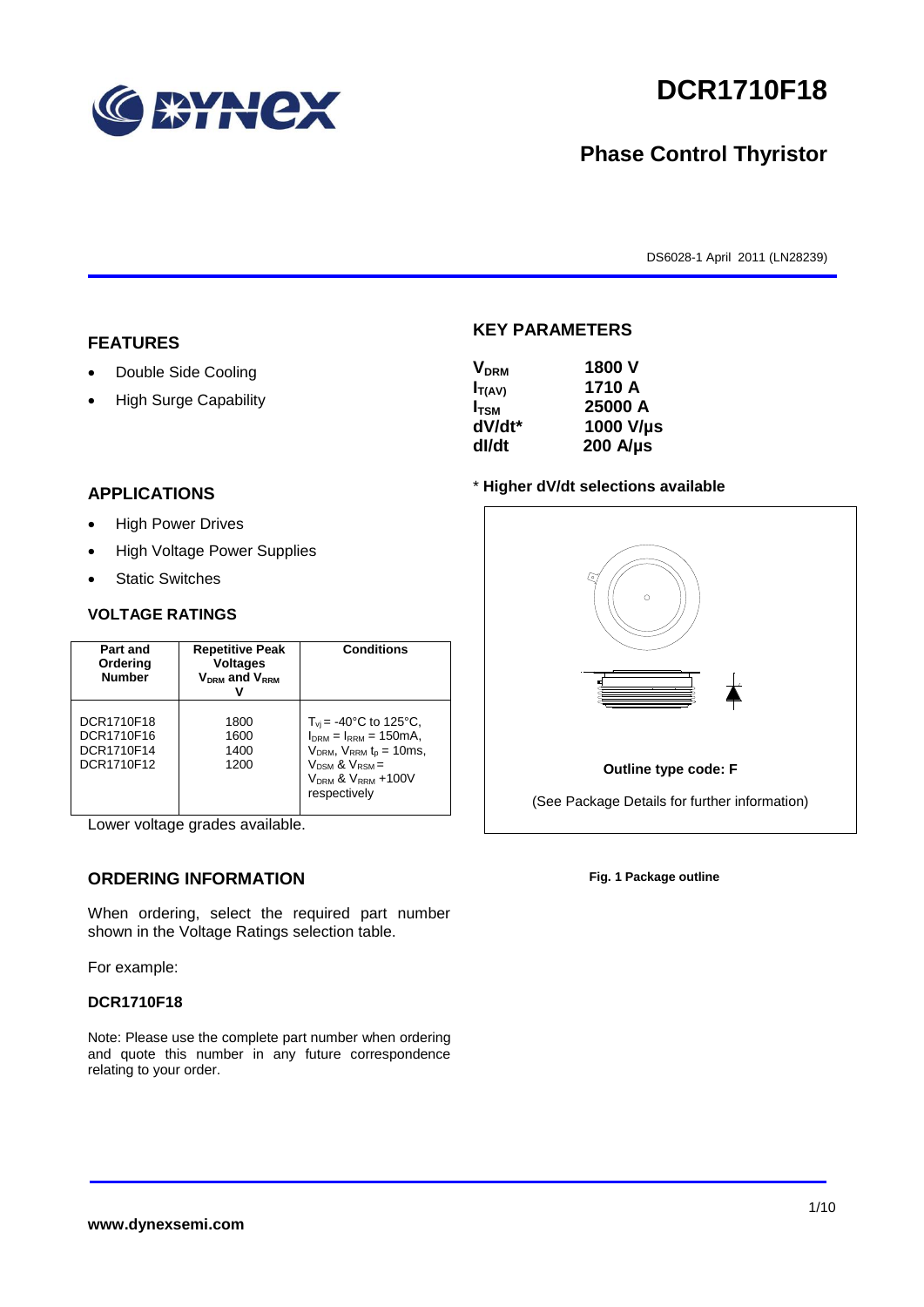# DCR1710F18

## Phase Control Thyristor

DS6028-1 April 2011 (LN28239)

## FEATURES

- Double Side Cooling
- High Surge Capability

## APPLICATIONS

- High Power Drives
- High Voltage Power Supplies
- Static Switches

## VOLTAGE RATINGS

| Part and Ordering Number | Repetitive Peak Voltages $V_{DRM}$ and $V_{RRM}$ V | Conditions |
|---|---|---|
| DCR1710F18<br>DCR1710F16<br>DCR1710F14<br>DCR1710F12 | 1800<br>1600<br>1400<br>1200 | $T_{vj}$ = -40°C to 125°C, $I_{DRM}$ = $I_{RRM}$ = 150mA, $V_{DRM}$, $V_{RRM}$ $t_p$ = 10ms, $V_{DSM}$ & $V_{RSM}$ = $V_{DRM}$ & $V_{RRM}$ +100V respectively |

Lower voltage grades available.

## ORDERING INFORMATION

When ordering, select the required part number shown in the Voltage Ratings selection table.

For example:

**DCR1710F18**

Note: Please use the complete part number when ordering and quote this number in any future correspondence relating to your order.

## KEY PARAMETERS

| | |
|---|---|
| $V_{DRM}$ | 1800 V |
| $I_{T(AV)}$ | 1710 A |
| $I_{TSM}$ | 25000 A |
| dV/dt* | 1000 V/µs |
| dI/dt | 200 A/µs |

\* **Higher dV/dt selections available**

Outline type code: F

(See Package Details for further information)

**Fig. 1 Package outline**

**www.dynexsemi.com**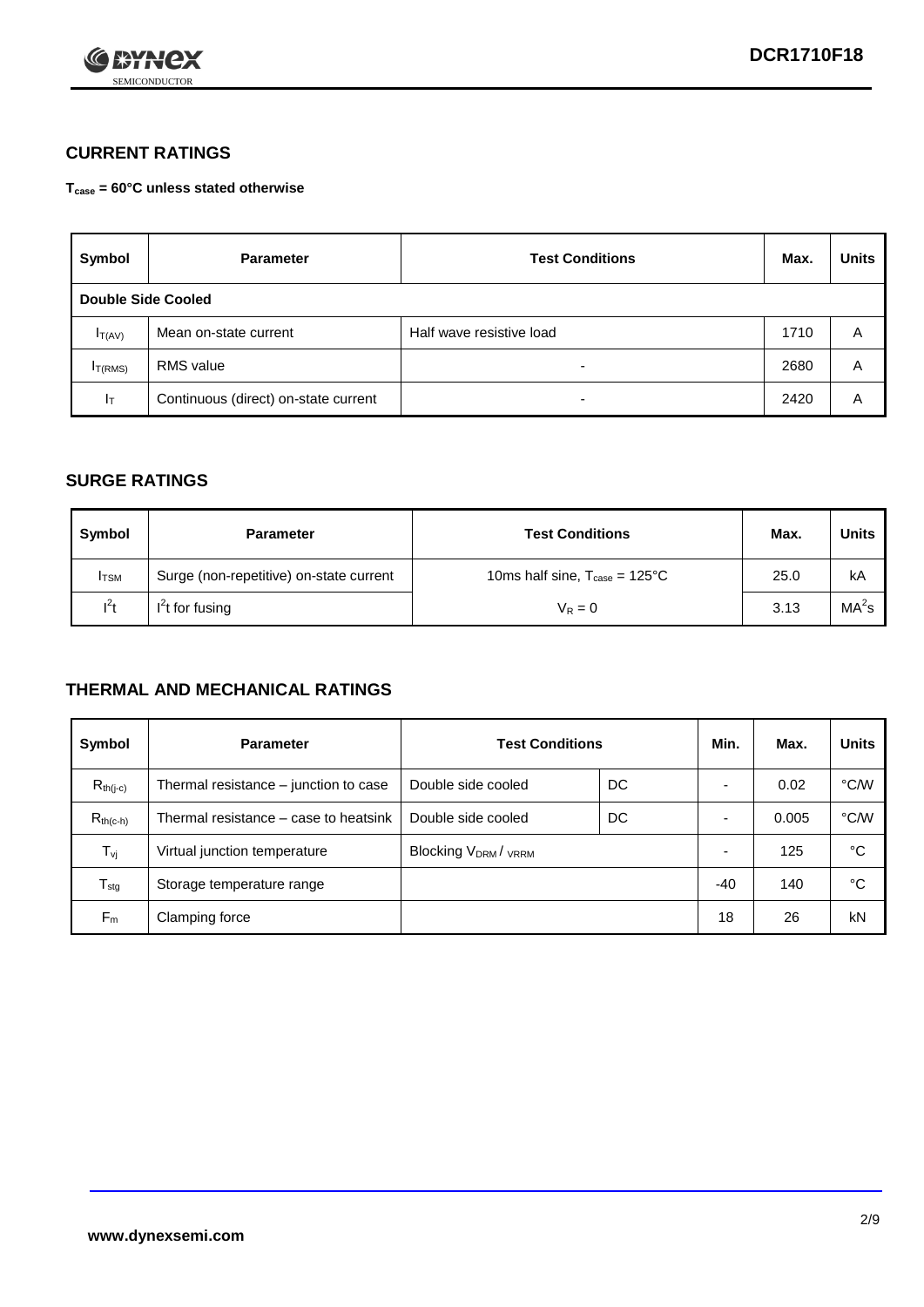## CURRENT RATINGS

**$T_{case}$ = 60°C unless stated otherwise**

| Symbol | Parameter | Test Conditions | Max. | Units |
|---|---|---|---|---|
| **Double Side Cooled** | | | | |
| $I_{T(AV)}$ | Mean on-state current | Half wave resistive load | 1710 | A |
| $I_{T(RMS)}$ | RMS value | - | 2680 | A |
| $I_T$ | Continuous (direct) on-state current | - | 2420 | A |

## SURGE RATINGS

| Symbol | Parameter | Test Conditions | Max. | Units |
|---|---|---|---|---|
| $I_{TSM}$ | Surge (non-repetitive) on-state current | 10ms half sine, $T_{case}$ = 125°C | 25.0 | kA |
| $I^2t$ | $I^2t$ for fusing | $V_R = 0$ | 3.13 | $MA^2s$ |

## THERMAL AND MECHANICAL RATINGS

| Symbol | Parameter | Test Conditions | | Min. | Max. | Units |
|---|---|---|---|---|---|---|
| $R_{th(j-c)}$ | Thermal resistance – junction to case | Double side cooled | DC | - | 0.02 | °C/W |
| $R_{th(c-h)}$ | Thermal resistance – case to heatsink | Double side cooled | DC | - | 0.005 | °C/W |
| $T_{vj}$ | Virtual junction temperature | Blocking $V_{DRM}$ / $V_{RRM}$ | | - | 125 | °C |
| $T_{stg}$ | Storage temperature range | | | -40 | 140 | °C |
| $F_m$ | Clamping force | | | 18 | 26 | kN |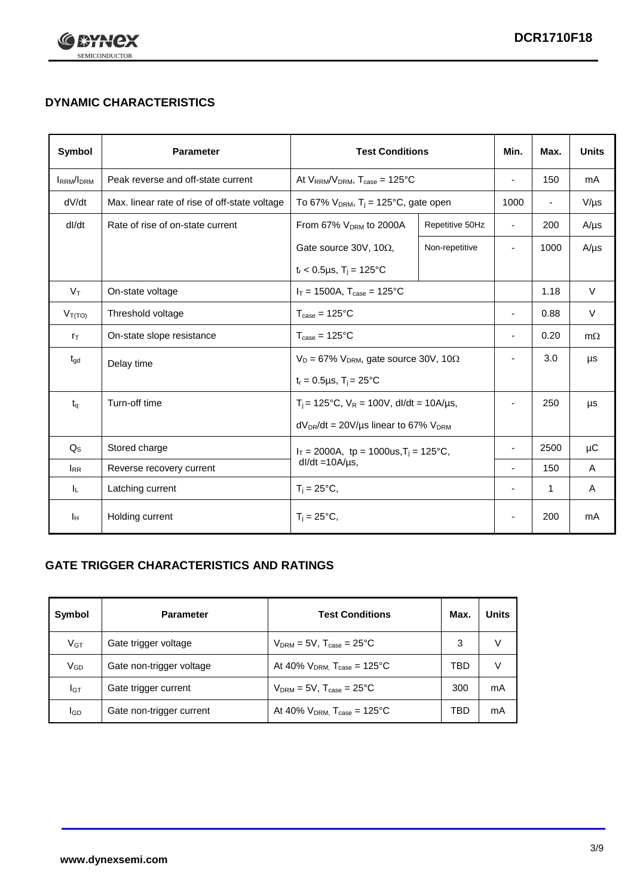## DYNAMIC CHARACTERISTICS

| Symbol | Parameter | Test Conditions | | Min. | Max. | Units |
|---|---|---|---|---|---|---|
| $I_{RRM}/I_{DRM}$ | Peak reverse and off-state current | At $V_{RRM}/V_{DRM}$, $T_{case}$ = 125°C | | - | 150 | mA |
| dV/dt | Max. linear rate of rise of off-state voltage | To 67% $V_{DRM}$, $T_j$ = 125°C, gate open | | 1000 | - | V/µs |
| dI/dt | Rate of rise of on-state current | From 67% $V_{DRM}$ to 2000A | Repetitive 50Hz | - | 200 | A/µs |
| | | Gate source 30V, 10Ω, $t_r$ < 0.5µs, $T_j$ = 125°C | Non-repetitive | - | 1000 | A/µs |
| $V_T$ | On-state voltage | $I_T$ = 1500A, $T_{case}$ = 125°C | | | 1.18 | V |
| $V_{T(TO)}$ | Threshold voltage | $T_{case}$ = 125°C | | - | 0.88 | V |
| $r_T$ | On-state slope resistance | $T_{case}$ = 125°C | | - | 0.20 | mΩ |
| $t_{gd}$ | Delay time | $V_D$ = 67% $V_{DRM}$, gate source 30V, 10Ω, $t_r$ = 0.5µs, $T_j$ = 25°C | | - | 3.0 | µs |
| $t_q$ | Turn-off time | $T_j$ = 125°C, $V_R$ = 100V, dI/dt = 10A/µs, $dV_{DR}/dt$ = 20V/µs linear to 67% $V_{DRM}$ | | - | 250 | µs |
| $Q_S$ | Stored charge | $I_T$ = 2000A, tp = 1000us, $T_j$ = 125°C, dI/dt =10A/µs, | | - | 2500 | µC |
| $I_{RR}$ | Reverse recovery current | | | - | 150 | A |
| $I_L$ | Latching current | $T_j$ = 25°C, | | - | 1 | A |
| $I_H$ | Holding current | $T_j$ = 25°C, | | - | 200 | mA |

## GATE TRIGGER CHARACTERISTICS AND RATINGS

| Symbol | Parameter | Test Conditions | Max. | Units |
|---|---|---|---|---|
| $V_{GT}$ | Gate trigger voltage | $V_{DRM}$ = 5V, $T_{case}$ = 25°C | 3 | V |
| $V_{GD}$ | Gate non-trigger voltage | At 40% $V_{DRM}$, $T_{case}$ = 125°C | TBD | V |
| $I_{GT}$ | Gate trigger current | $V_{DRM}$ = 5V, $T_{case}$ = 25°C | 300 | mA |
| $I_{GD}$ | Gate non-trigger current | At 40% $V_{DRM}$, $T_{case}$ = 125°C | TBD | mA |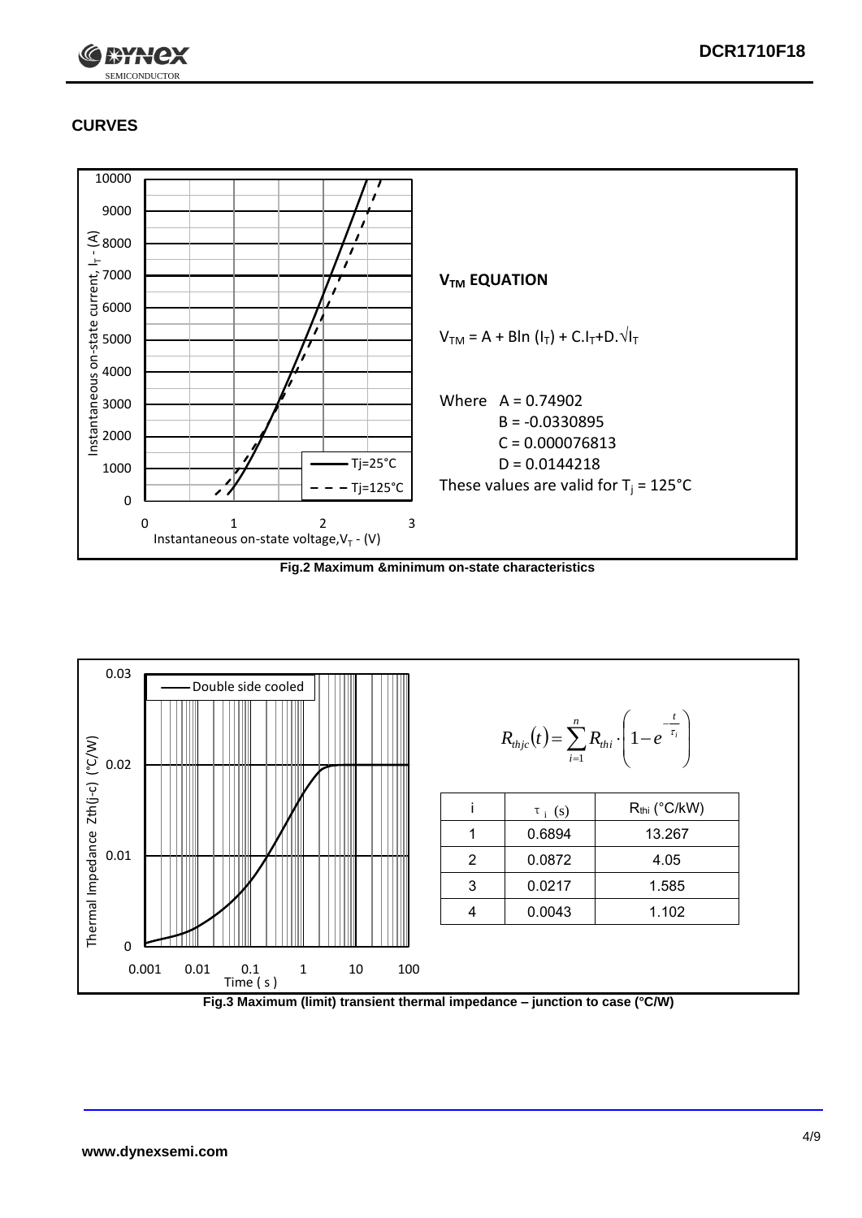## CURVES

**$V_{TM}$ EQUATION**

$V_{TM} = A + B\ln(I_T) + C.I_T + D.\sqrt{I_T}$

Where A = 0.74902
B = -0.0330895
C = 0.000076813
D = 0.0144218

These values are valid for $T_j$ = 125°C

**Fig.2 Maximum &minimum on-state characteristics**

$$R_{thjc}(t) = \sum_{i=1}^{n} R_{thi} \cdot \left(1 - e^{-\frac{t}{\tau_i}}\right)$$

| i | $\tau_i$ (s) | $R_{thi}$ (°C/kW) |
|---|---|---|
| 1 | 0.6894 | 13.267 |
| 2 | 0.0872 | 4.05 |
| 3 | 0.0217 | 1.585 |
| 4 | 0.0043 | 1.102 |

**Fig.3 Maximum (limit) transient thermal impedance – junction to case (°C/W)**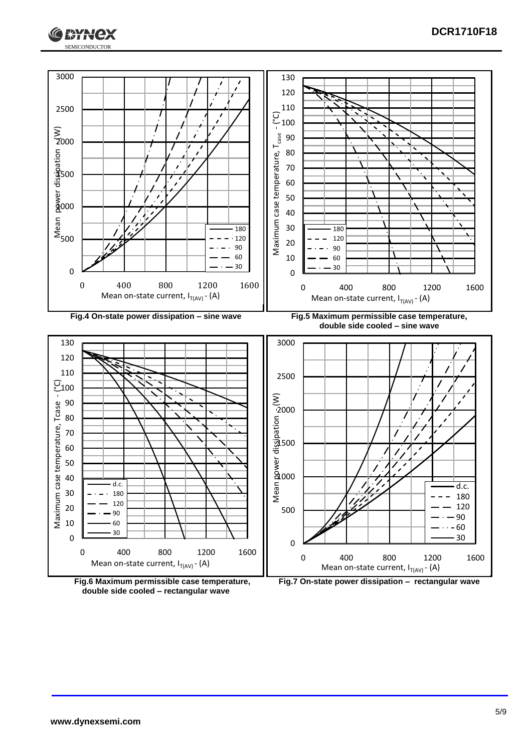Fig.4 On-state power dissipation – sine wave

Fig.5 Maximum permissible case temperature, double side cooled – sine wave

Fig.6 Maximum permissible case temperature, double side cooled – rectangular wave

Fig.7 On-state power dissipation – rectangular wave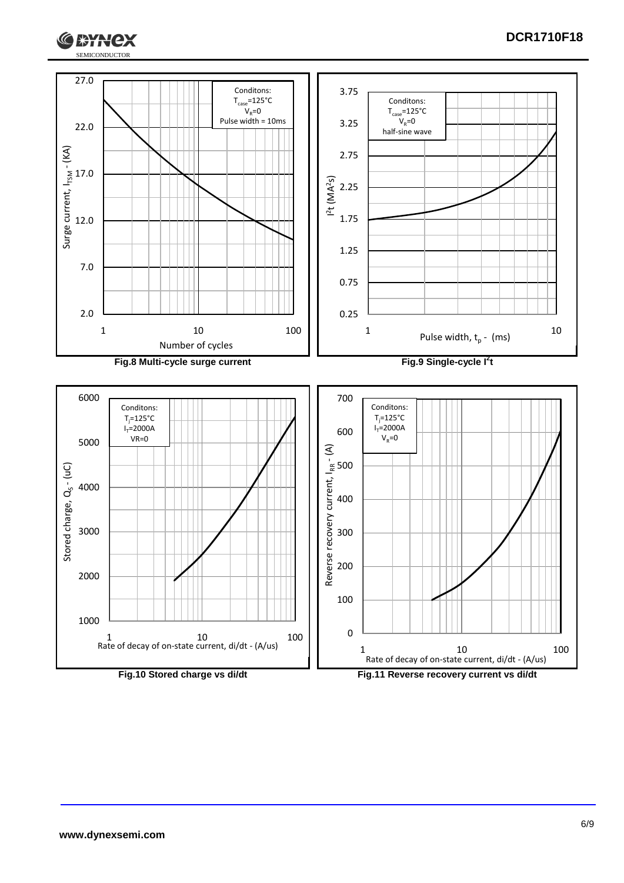Surge current, $I_{TSM}$ - (KA)

Conditons:
$T_{case}$=125°C
$V_R$=0
Pulse width = 10ms

Number of cycles

**Fig.8 Multi-cycle surge current**

$I^2t$ ($MA^2s$)

Conditons:
$T_{case}$=125°C
$V_R$=0
half-sine wave

Pulse width, $t_p$ - (ms)

**Fig.9 Single-cycle $I^2t$**

Stored charge, $Q_S$ - (uC)

Conditons:
$T_j$=125°C
$I_T$=2000A
VR=0

Rate of decay of on-state current, di/dt - (A/us)

**Fig.10 Stored charge vs di/dt**

Reverse recovery current, $I_{RR}$ - (A)

Conditons:
$T_j$=125°C
$I_T$=2000A
$V_R$=0

Rate of decay of on-state current, di/dt - (A/us)

**Fig.11 Reverse recovery current vs di/dt**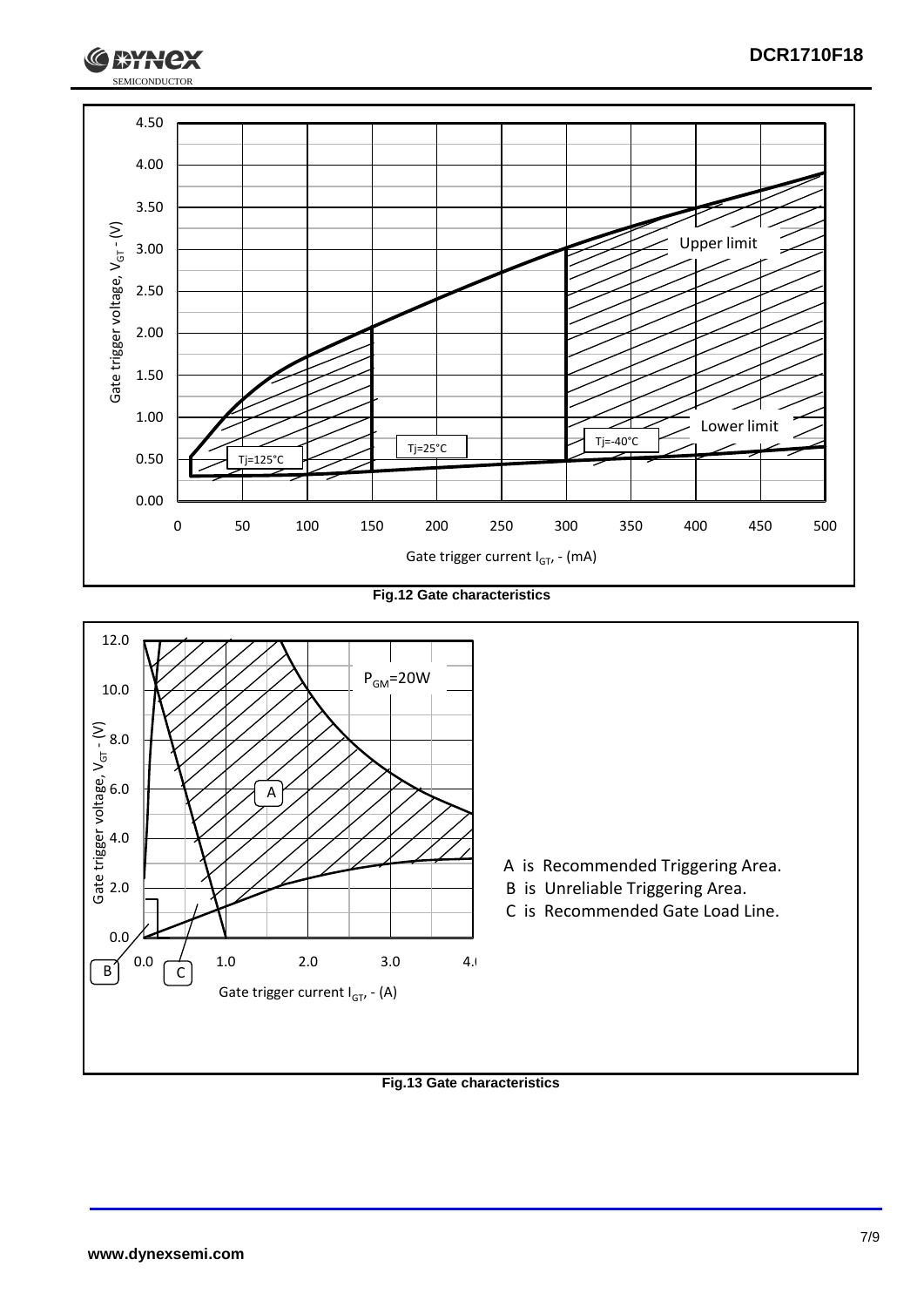Fig.12 Gate characteristics

A is Recommended Triggering Area.

B is Unreliable Triggering Area.

C is Recommended Gate Load Line.

Fig.13 Gate characteristics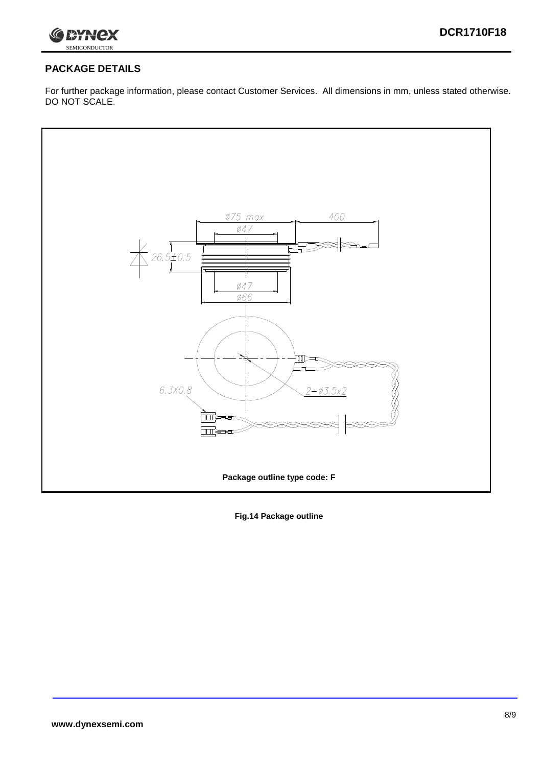## PACKAGE DETAILS

For further package information, please contact Customer Services. All dimensions in mm, unless stated otherwise. DO NOT SCALE.

Package outline type code: F

**Fig.14 Package outline**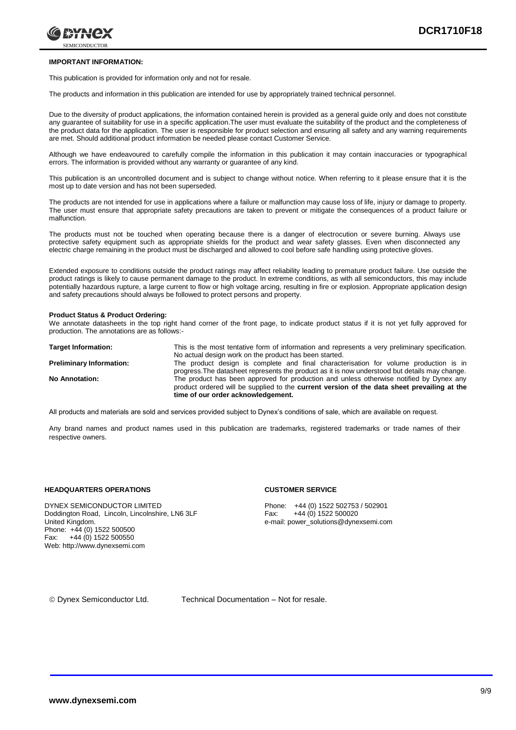**IMPORTANT INFORMATION:**

This publication is provided for information only and not for resale.

The products and information in this publication are intended for use by appropriately trained technical personnel.

Due to the diversity of product applications, the information contained herein is provided as a general guide only and does not constitute any guarantee of suitability for use in a specific application.The user must evaluate the suitability of the product and the completeness of the product data for the application. The user is responsible for product selection and ensuring all safety and any warning requirements are met. Should additional product information be needed please contact Customer Service.

Although we have endeavoured to carefully compile the information in this publication it may contain inaccuracies or typographical errors. The information is provided without any warranty or guarantee of any kind.

This publication is an uncontrolled document and is subject to change without notice. When referring to it please ensure that it is the most up to date version and has not been superseded.

The products are not intended for use in applications where a failure or malfunction may cause loss of life, injury or damage to property. The user must ensure that appropriate safety precautions are taken to prevent or mitigate the consequences of a product failure or malfunction.

The products must not be touched when operating because there is a danger of electrocution or severe burning. Always use protective safety equipment such as appropriate shields for the product and wear safety glasses. Even when disconnected any electric charge remaining in the product must be discharged and allowed to cool before safe handling using protective gloves.

Extended exposure to conditions outside the product ratings may affect reliability leading to premature product failure. Use outside the product ratings is likely to cause permanent damage to the product. In extreme conditions, as with all semiconductors, this may include potentially hazardous rupture, a large current to flow or high voltage arcing, resulting in fire or explosion. Appropriate application design and safety precautions should always be followed to protect persons and property.

**Product Status & Product Ordering:**

We annotate datasheets in the top right hand corner of the front page, to indicate product status if it is not yet fully approved for production. The annotations are as follows:-

| | |
|---|---|
| **Target Information:** | This is the most tentative form of information and represents a very preliminary specification. No actual design work on the product has been started. |
| **Preliminary Information:** | The product design is complete and final characterisation for volume production is in progress.The datasheet represents the product as it is now understood but details may change. |
| **No Annotation:** | The product has been approved for production and unless otherwise notified by Dynex any product ordered will be supplied to the **current version of the data sheet prevailing at the time of our order acknowledgement.** |

All products and materials are sold and services provided subject to Dynex's conditions of sale, which are available on request.

Any brand names and product names used in this publication are trademarks, registered trademarks or trade names of their respective owners.

**HEADQUARTERS OPERATIONS**

DYNEX SEMICONDUCTOR LIMITED
Doddington Road, Lincoln, Lincolnshire, LN6 3LF
United Kingdom.
Phone: +44 (0) 1522 500500
Fax: +44 (0) 1522 500550
Web: http://www.dynexsemi.com

**CUSTOMER SERVICE**

Phone: +44 (0) 1522 502753 / 502901
Fax: +44 (0) 1522 500020
e-mail: power_solutions@dynexsemi.com

© Dynex Semiconductor Ltd. Technical Documentation – Not for resale.